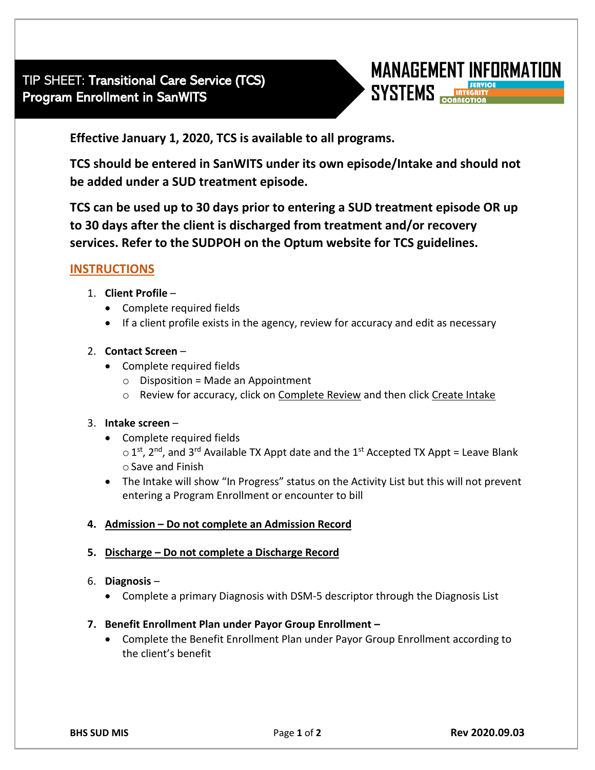# TIP SHEET: Transitional Care Service (TCS) Program Enrollment in SanWITS

MANAGEMENT INFORMATION SYSTEMS

SERVICE INTEGRITY CONNECTION

**Effective January 1, 2020, TCS is available to all programs.**

**TCS should be entered in SanWITS under its own episode/Intake and should not be added under a SUD treatment episode.**

**TCS can be used up to 30 days prior to entering a SUD treatment episode OR up to 30 days after the client is discharged from treatment and/or recovery services. Refer to the SUDPOH on the Optum website for TCS guidelines.**

## INSTRUCTIONS

1. **Client Profile** –
   - Complete required fields
   - If a client profile exists in the agency, review for accuracy and edit as necessary

2. **Contact Screen** –
   - Complete required fields
     - Disposition = Made an Appointment
     - Review for accuracy, click on Complete Review and then click Create Intake

3. **Intake screen** –
   - Complete required fields
     - 1st, 2nd, and 3rd Available TX Appt date and the 1st Accepted TX Appt = Leave Blank
     - Save and Finish
   - The Intake will show "In Progress" status on the Activity List but this will not prevent entering a Program Enrollment or encounter to bill

4. **Admission – Do not complete an Admission Record**

5. **Discharge – Do not complete a Discharge Record**

6. **Diagnosis** –
   - Complete a primary Diagnosis with DSM-5 descriptor through the Diagnosis List

7. **Benefit Enrollment Plan under Payor Group Enrollment –**
   - Complete the Benefit Enrollment Plan under Payor Group Enrollment according to the client's benefit

**BHS SUD MIS** **Rev 2020.09.03**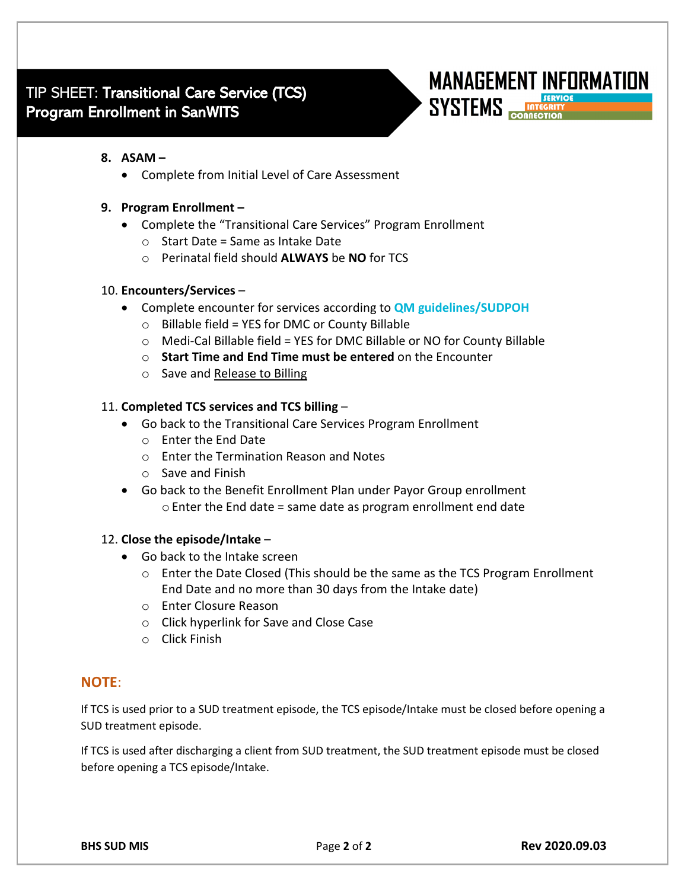8. **ASAM –**
    - Complete from Initial Level of Care Assessment

9. **Program Enrollment –**
    - Complete the "Transitional Care Services" Program Enrollment
        - Start Date = Same as Intake Date
        - Perinatal field should **ALWAYS** be **NO** for TCS

10. **Encounters/Services** –
    - Complete encounter for services according to **QM guidelines/SUDPOH**
        - Billable field = YES for DMC or County Billable
        - Medi-Cal Billable field = YES for DMC Billable or NO for County Billable
        - **Start Time and End Time must be entered** on the Encounter
        - Save and Release to Billing

11. **Completed TCS services and TCS billing** –
    - Go back to the Transitional Care Services Program Enrollment
        - Enter the End Date
        - Enter the Termination Reason and Notes
        - Save and Finish
    - Go back to the Benefit Enrollment Plan under Payor Group enrollment
        - Enter the End date = same date as program enrollment end date

12. **Close the episode/Intake** –
    - Go back to the Intake screen
        - Enter the Date Closed (This should be the same as the TCS Program Enrollment End Date and no more than 30 days from the Intake date)
        - Enter Closure Reason
        - Click hyperlink for Save and Close Case
        - Click Finish

## NOTE:

If TCS is used prior to a SUD treatment episode, the TCS episode/Intake must be closed before opening a SUD treatment episode.

If TCS is used after discharging a client from SUD treatment, the SUD treatment episode must be closed before opening a TCS episode/Intake.